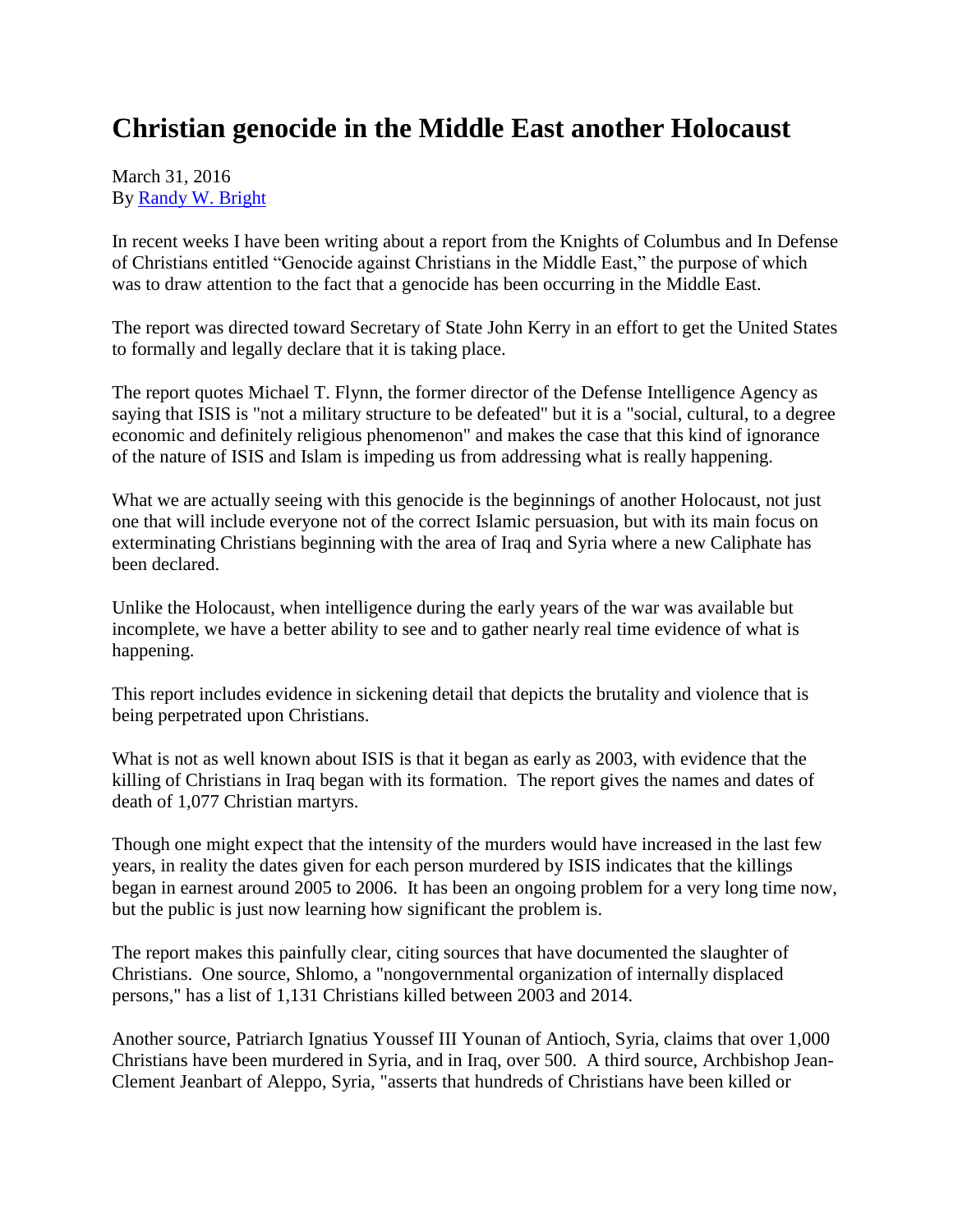# Christian genocide in the Middle East another Holocaust

March 31, 2016
By [Randy W. Bright]

In recent weeks I have been writing about a report from the Knights of Columbus and In Defense of Christians entitled "Genocide against Christians in the Middle East," the purpose of which was to draw attention to the fact that a genocide has been occurring in the Middle East.

The report was directed toward Secretary of State John Kerry in an effort to get the United States to formally and legally declare that it is taking place.

The report quotes Michael T. Flynn, the former director of the Defense Intelligence Agency as saying that ISIS is "not a military structure to be defeated" but it is a "social, cultural, to a degree economic and definitely religious phenomenon" and makes the case that this kind of ignorance of the nature of ISIS and Islam is impeding us from addressing what is really happening.

What we are actually seeing with this genocide is the beginnings of another Holocaust, not just one that will include everyone not of the correct Islamic persuasion, but with its main focus on exterminating Christians beginning with the area of Iraq and Syria where a new Caliphate has been declared.

Unlike the Holocaust, when intelligence during the early years of the war was available but incomplete, we have a better ability to see and to gather nearly real time evidence of what is happening.

This report includes evidence in sickening detail that depicts the brutality and violence that is being perpetrated upon Christians.

What is not as well known about ISIS is that it began as early as 2003, with evidence that the killing of Christians in Iraq began with its formation. The report gives the names and dates of death of 1,077 Christian martyrs.

Though one might expect that the intensity of the murders would have increased in the last few years, in reality the dates given for each person murdered by ISIS indicates that the killings began in earnest around 2005 to 2006. It has been an ongoing problem for a very long time now, but the public is just now learning how significant the problem is.

The report makes this painfully clear, citing sources that have documented the slaughter of Christians. One source, Shlomo, a "nongovernmental organization of internally displaced persons," has a list of 1,131 Christians killed between 2003 and 2014.

Another source, Patriarch Ignatius Youssef III Younan of Antioch, Syria, claims that over 1,000 Christians have been murdered in Syria, and in Iraq, over 500. A third source, Archbishop Jean-Clement Jeanbart of Aleppo, Syria, "asserts that hundreds of Christians have been killed or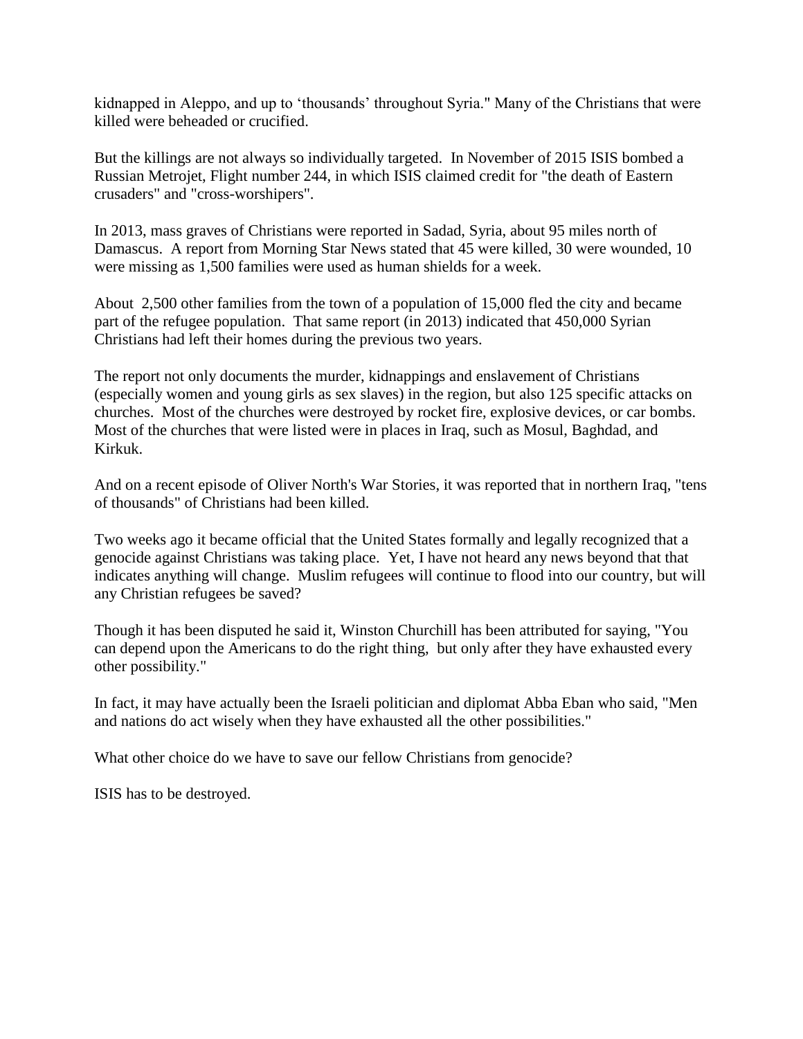kidnapped in Aleppo, and up to 'thousands' throughout Syria." Many of the Christians that were killed were beheaded or crucified.

But the killings are not always so individually targeted. In November of 2015 ISIS bombed a Russian Metrojet, Flight number 244, in which ISIS claimed credit for "the death of Eastern crusaders" and "cross-worshipers".

In 2013, mass graves of Christians were reported in Sadad, Syria, about 95 miles north of Damascus. A report from Morning Star News stated that 45 were killed, 30 were wounded, 10 were missing as 1,500 families were used as human shields for a week.

About 2,500 other families from the town of a population of 15,000 fled the city and became part of the refugee population. That same report (in 2013) indicated that 450,000 Syrian Christians had left their homes during the previous two years.

The report not only documents the murder, kidnappings and enslavement of Christians (especially women and young girls as sex slaves) in the region, but also 125 specific attacks on churches. Most of the churches were destroyed by rocket fire, explosive devices, or car bombs. Most of the churches that were listed were in places in Iraq, such as Mosul, Baghdad, and Kirkuk.

And on a recent episode of Oliver North's War Stories, it was reported that in northern Iraq, "tens of thousands" of Christians had been killed.

Two weeks ago it became official that the United States formally and legally recognized that a genocide against Christians was taking place. Yet, I have not heard any news beyond that that indicates anything will change. Muslim refugees will continue to flood into our country, but will any Christian refugees be saved?

Though it has been disputed he said it, Winston Churchill has been attributed for saying, "You can depend upon the Americans to do the right thing, but only after they have exhausted every other possibility."

In fact, it may have actually been the Israeli politician and diplomat Abba Eban who said, "Men and nations do act wisely when they have exhausted all the other possibilities."

What other choice do we have to save our fellow Christians from genocide?

ISIS has to be destroyed.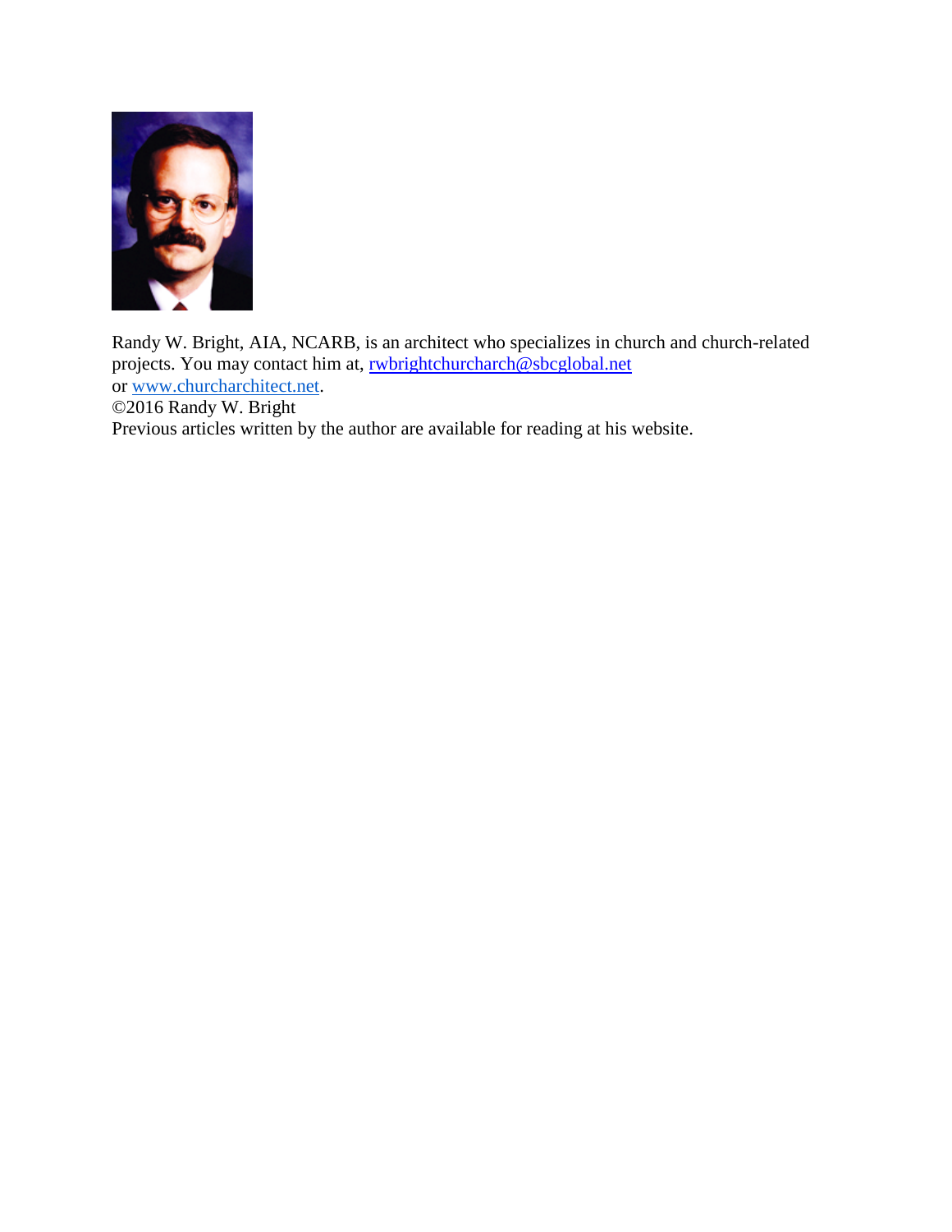Randy W. Bright, AIA, NCARB, is an architect who specializes in church and church-related projects. You may contact him at, [rwbrightchurcharch@sbcglobal.net](mailto:rwbrightchurcharch@sbcglobal.net)
or [www.churcharchitect.net](http://www.churcharchitect.net).
©2016 Randy W. Bright
Previous articles written by the author are available for reading at his website.